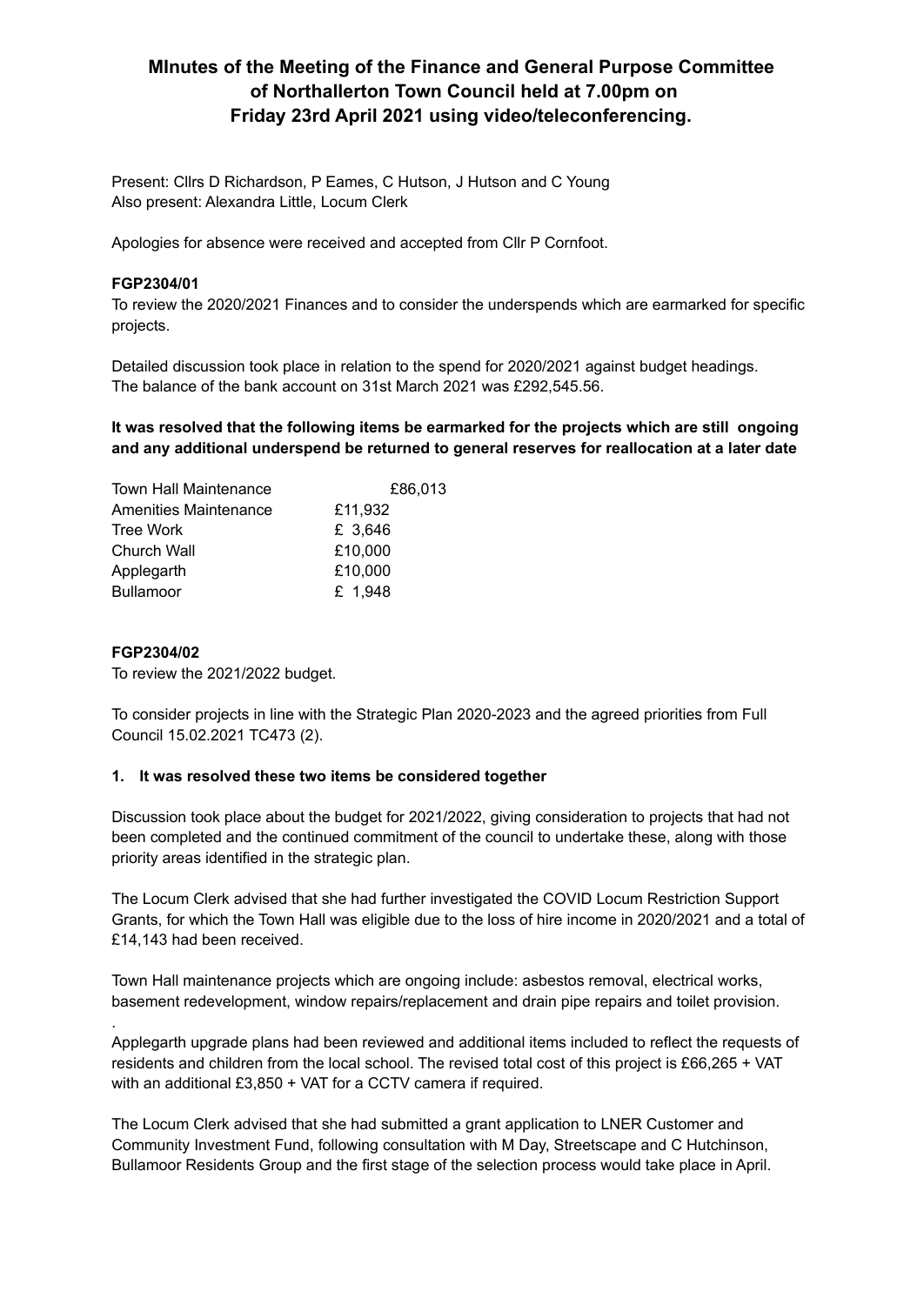# MInutes of the Meeting of the Finance and General Purpose Committee of Northallerton Town Council held at 7.00pm on Friday 23rd April 2021 using video/teleconferencing.

Present: Cllrs D Richardson, P Eames, C Hutson, J Hutson and C Young
Also present: Alexandra Little, Locum Clerk

Apologies for absence were received and accepted from Cllr P Cornfoot.

**FGP2304/01**

To review the 2020/2021 Finances and to consider the underspends which are earmarked for specific projects.

Detailed discussion took place in relation to the spend for 2020/2021 against budget headings.
The balance of the bank account on 31st March 2021 was £292,545.56.

**It was resolved that the following items be earmarked for the projects which are still ongoing and any additional underspend be returned to general reserves for reallocation at a later date**

| | |
|---|---|
| Town Hall Maintenance | £86,013 |
| Amenities Maintenance | £11,932 |
| Tree Work | £ 3,646 |
| Church Wall | £10,000 |
| Applegarth | £10,000 |
| Bullamoor | £ 1,948 |

**FGP2304/02**

To review the 2021/2022 budget.

To consider projects in line with the Strategic Plan 2020-2023 and the agreed priorities from Full Council 15.02.2021 TC473 (2).

**1. It was resolved these two items be considered together**

Discussion took place about the budget for 2021/2022, giving consideration to projects that had not been completed and the continued commitment of the council to undertake these, along with those priority areas identified in the strategic plan.

The Locum Clerk advised that she had further investigated the COVID Locum Restriction Support Grants, for which the Town Hall was eligible due to the loss of hire income in 2020/2021 and a total of £14,143 had been received.

Town Hall maintenance projects which are ongoing include: asbestos removal, electrical works, basement redevelopment, window repairs/replacement and drain pipe repairs and toilet provision.

.

Applegarth upgrade plans had been reviewed and additional items included to reflect the requests of residents and children from the local school. The revised total cost of this project is £66,265 + VAT with an additional £3,850 + VAT for a CCTV camera if required.

The Locum Clerk advised that she had submitted a grant application to LNER Customer and Community Investment Fund, following consultation with M Day, Streetscape and C Hutchinson, Bullamoor Residents Group and the first stage of the selection process would take place in April.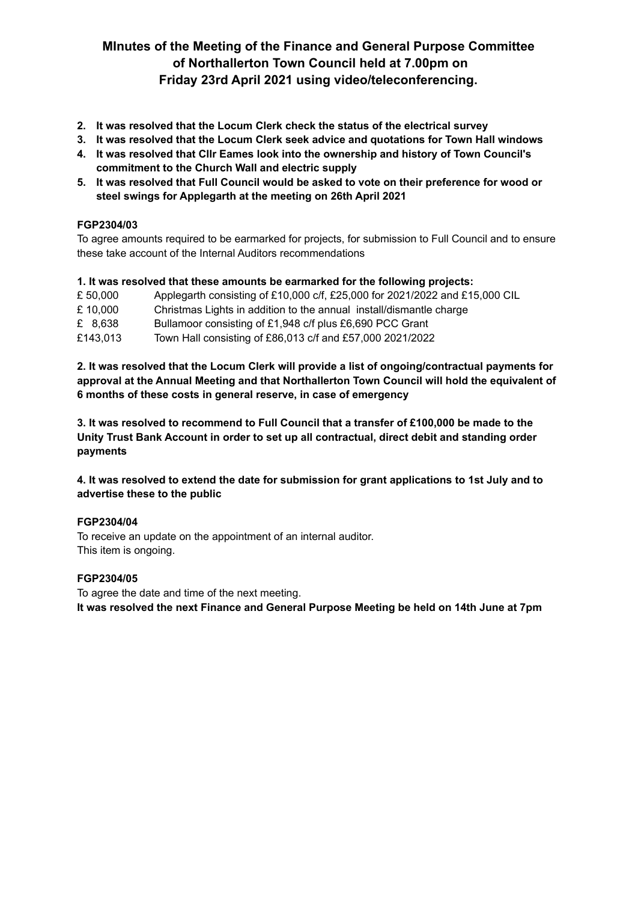# MInutes of the Meeting of the Finance and General Purpose Committee of Northallerton Town Council held at 7.00pm on Friday 23rd April 2021 using video/teleconferencing.

2. **It was resolved that the Locum Clerk check the status of the electrical survey**
3. **It was resolved that the Locum Clerk seek advice and quotations for Town Hall windows**
4. **It was resolved that Cllr Eames look into the ownership and history of Town Council's commitment to the Church Wall and electric supply**
5. **It was resolved that Full Council would be asked to vote on their preference for wood or steel swings for Applegarth at the meeting on 26th April 2021**

**FGP2304/03**

To agree amounts required to be earmarked for projects, for submission to Full Council and to ensure these take account of the Internal Auditors recommendations

**1. It was resolved that these amounts be earmarked for the following projects:**

| | |
|---|---|
| £ 50,000 | Applegarth consisting of £10,000 c/f, £25,000 for 2021/2022 and £15,000 CIL |
| £ 10,000 | Christmas Lights in addition to the annual install/dismantle charge |
| £ 8,638 | Bullamoor consisting of £1,948 c/f plus £6,690 PCC Grant |
| £143,013 | Town Hall consisting of £86,013 c/f and £57,000 2021/2022 |

**2. It was resolved that the Locum Clerk will provide a list of ongoing/contractual payments for approval at the Annual Meeting and that Northallerton Town Council will hold the equivalent of 6 months of these costs in general reserve, in case of emergency**

**3. It was resolved to recommend to Full Council that a transfer of £100,000 be made to the Unity Trust Bank Account in order to set up all contractual, direct debit and standing order payments**

**4. It was resolved to extend the date for submission for grant applications to 1st July and to advertise these to the public**

**FGP2304/04**

To receive an update on the appointment of an internal auditor.
This item is ongoing.

**FGP2304/05**

To agree the date and time of the next meeting.
**It was resolved the next Finance and General Purpose Meeting be held on 14th June at 7pm**